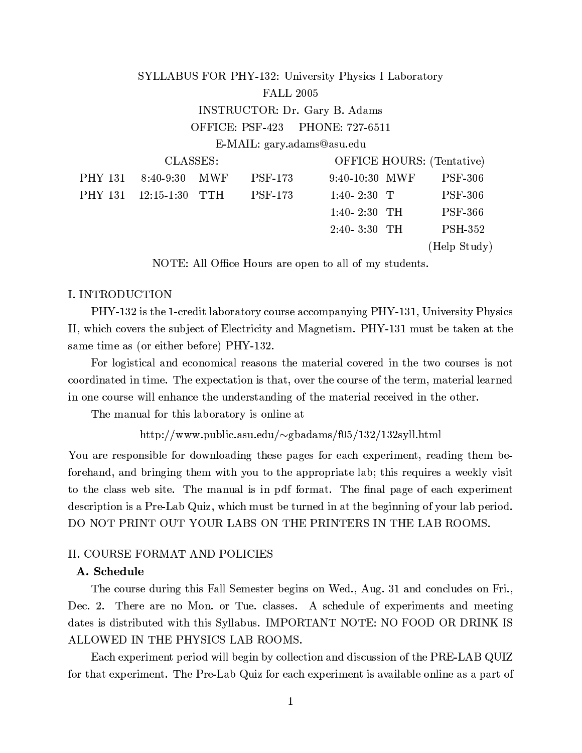# SYLLABUS FOR PHY-132: University Physics I Laboratory

FALL 2005

INSTRUCTOR: Dr. Gary B. Adams

OFFICE: PSF-423 PHONE: 727-6511

E-MAIL: gary.adams@asu.edu

| CLASSES: | | | | OFFICE HOURS: (Tentative) | | |
|---|---|---|---|---|---|---|
| PHY 131 | 8:40-9:30 | MWF | PSF-173 | 9:40-10:30 | MWF | PSF-306 |
| PHY 131 | 12:15-1:30 | TTH | PSF-173 | 1:40- 2:30 | T | PSF-306 |
| | | | | 1:40- 2:30 | TH | PSF-366 |
| | | | | 2:40- 3:30 | TH | PSH-352 (Help Study) |

NOTE: All Office Hours are open to all of my students.

## I. INTRODUCTION

PHY-132 is the 1-credit laboratory course accompanying PHY-131, University Physics II, which covers the subject of Electricity and Magnetism. PHY-131 must be taken at the same time as (or either before) PHY-132.

For logistical and economical reasons the material covered in the two courses is not coordinated in time. The expectation is that, over the course of the term, material learned in one course will enhance the understanding of the material received in the other.

The manual for this laboratory is online at

http://www.public.asu.edu/~gbadams/f05/132/132syll.html

You are responsible for downloading these pages for each experiment, reading them beforehand, and bringing them with you to the appropriate lab; this requires a weekly visit to the class web site. The manual is in pdf format. The final page of each experiment description is a Pre-Lab Quiz, which must be turned in at the beginning of your lab period. DO NOT PRINT OUT YOUR LABS ON THE PRINTERS IN THE LAB ROOMS.

## II. COURSE FORMAT AND POLICIES

### A. Schedule

The course during this Fall Semester begins on Wed., Aug. 31 and concludes on Fri., Dec. 2. There are no Mon. or Tue. classes. A schedule of experiments and meeting dates is distributed with this Syllabus. IMPORTANT NOTE: NO FOOD OR DRINK IS ALLOWED IN THE PHYSICS LAB ROOMS.

Each experiment period will begin by collection and discussion of the PRE-LAB QUIZ for that experiment. The Pre-Lab Quiz for each experiment is available online as a part of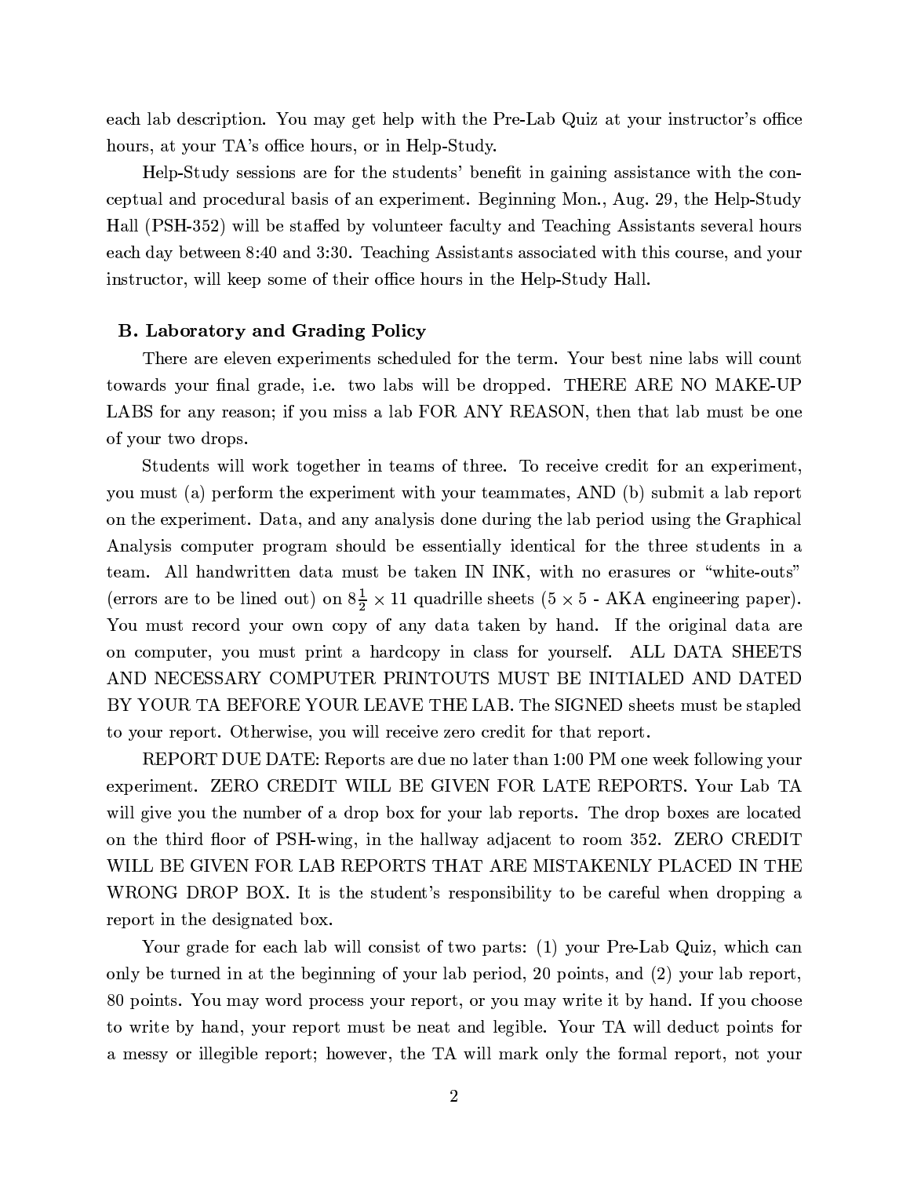each lab description. You may get help with the Pre-Lab Quiz at your instructor's office hours, at your TA's office hours, or in Help-Study.

Help-Study sessions are for the students' benefit in gaining assistance with the conceptual and procedural basis of an experiment. Beginning Mon., Aug. 29, the Help-Study Hall (PSH-352) will be staffed by volunteer faculty and Teaching Assistants several hours each day between 8:40 and 3:30. Teaching Assistants associated with this course, and your instructor, will keep some of their office hours in the Help-Study Hall.

### B. Laboratory and Grading Policy

There are eleven experiments scheduled for the term. Your best nine labs will count towards your final grade, i.e. two labs will be dropped. THERE ARE NO MAKE-UP LABS for any reason; if you miss a lab FOR ANY REASON, then that lab must be one of your two drops.

Students will work together in teams of three. To receive credit for an experiment, you must (a) perform the experiment with your teammates, AND (b) submit a lab report on the experiment. Data, and any analysis done during the lab period using the Graphical Analysis computer program should be essentially identical for the three students in a team. All handwritten data must be taken IN INK, with no erasures or "white-outs" (errors are to be lined out) on $8\frac{1}{2} \times 11$ quadrille sheets ($5 \times 5$ - AKA engineering paper). You must record your own copy of any data taken by hand. If the original data are on computer, you must print a hardcopy in class for yourself. ALL DATA SHEETS AND NECESSARY COMPUTER PRINTOUTS MUST BE INITIALED AND DATED BY YOUR TA BEFORE YOUR LEAVE THE LAB. The SIGNED sheets must be stapled to your report. Otherwise, you will receive zero credit for that report.

REPORT DUE DATE: Reports are due no later than 1:00 PM one week following your experiment. ZERO CREDIT WILL BE GIVEN FOR LATE REPORTS. Your Lab TA will give you the number of a drop box for your lab reports. The drop boxes are located on the third floor of PSH-wing, in the hallway adjacent to room 352. ZERO CREDIT WILL BE GIVEN FOR LAB REPORTS THAT ARE MISTAKENLY PLACED IN THE WRONG DROP BOX. It is the student's responsibility to be careful when dropping a report in the designated box.

Your grade for each lab will consist of two parts: (1) your Pre-Lab Quiz, which can only be turned in at the beginning of your lab period, 20 points, and (2) your lab report, 80 points. You may word process your report, or you may write it by hand. If you choose to write by hand, your report must be neat and legible. Your TA will deduct points for a messy or illegible report; however, the TA will mark only the formal report, not your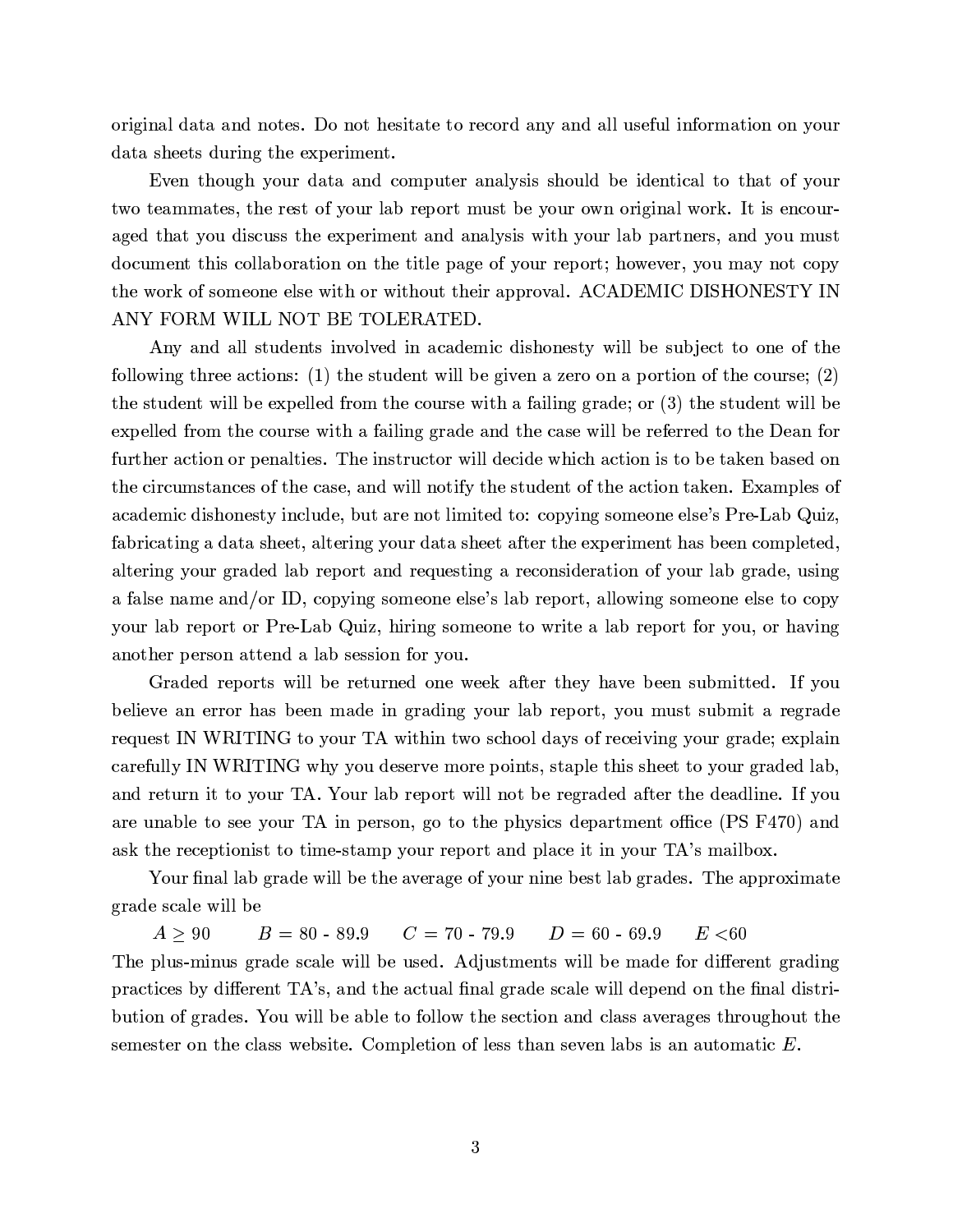original data and notes. Do not hesitate to record any and all useful information on your data sheets during the experiment.

Even though your data and computer analysis should be identical to that of your two teammates, the rest of your lab report must be your own original work. It is encouraged that you discuss the experiment and analysis with your lab partners, and you must document this collaboration on the title page of your report; however, you may not copy the work of someone else with or without their approval. ACADEMIC DISHONESTY IN ANY FORM WILL NOT BE TOLERATED.

Any and all students involved in academic dishonesty will be subject to one of the following three actions: (1) the student will be given a zero on a portion of the course; (2) the student will be expelled from the course with a failing grade; or (3) the student will be expelled from the course with a failing grade and the case will be referred to the Dean for further action or penalties. The instructor will decide which action is to be taken based on the circumstances of the case, and will notify the student of the action taken. Examples of academic dishonesty include, but are not limited to: copying someone else's Pre-Lab Quiz, fabricating a data sheet, altering your data sheet after the experiment has been completed, altering your graded lab report and requesting a reconsideration of your lab grade, using a false name and/or ID, copying someone else's lab report, allowing someone else to copy your lab report or Pre-Lab Quiz, hiring someone to write a lab report for you, or having another person attend a lab session for you.

Graded reports will be returned one week after they have been submitted. If you believe an error has been made in grading your lab report, you must submit a regrade request IN WRITING to your TA within two school days of receiving your grade; explain carefully IN WRITING why you deserve more points, staple this sheet to your graded lab, and return it to your TA. Your lab report will not be regraded after the deadline. If you are unable to see your TA in person, go to the physics department office (PS F470) and ask the receptionist to time-stamp your report and place it in your TA's mailbox.

Your final lab grade will be the average of your nine best lab grades. The approximate grade scale will be

$A \geq 90$ $B$ = 80 - 89.9 $C$ = 70 - 79.9 $D$ = 60 - 69.9 $E$ <60

The plus-minus grade scale will be used. Adjustments will be made for different grading practices by different TA's, and the actual final grade scale will depend on the final distribution of grades. You will be able to follow the section and class averages throughout the semester on the class website. Completion of less than seven labs is an automatic $E$.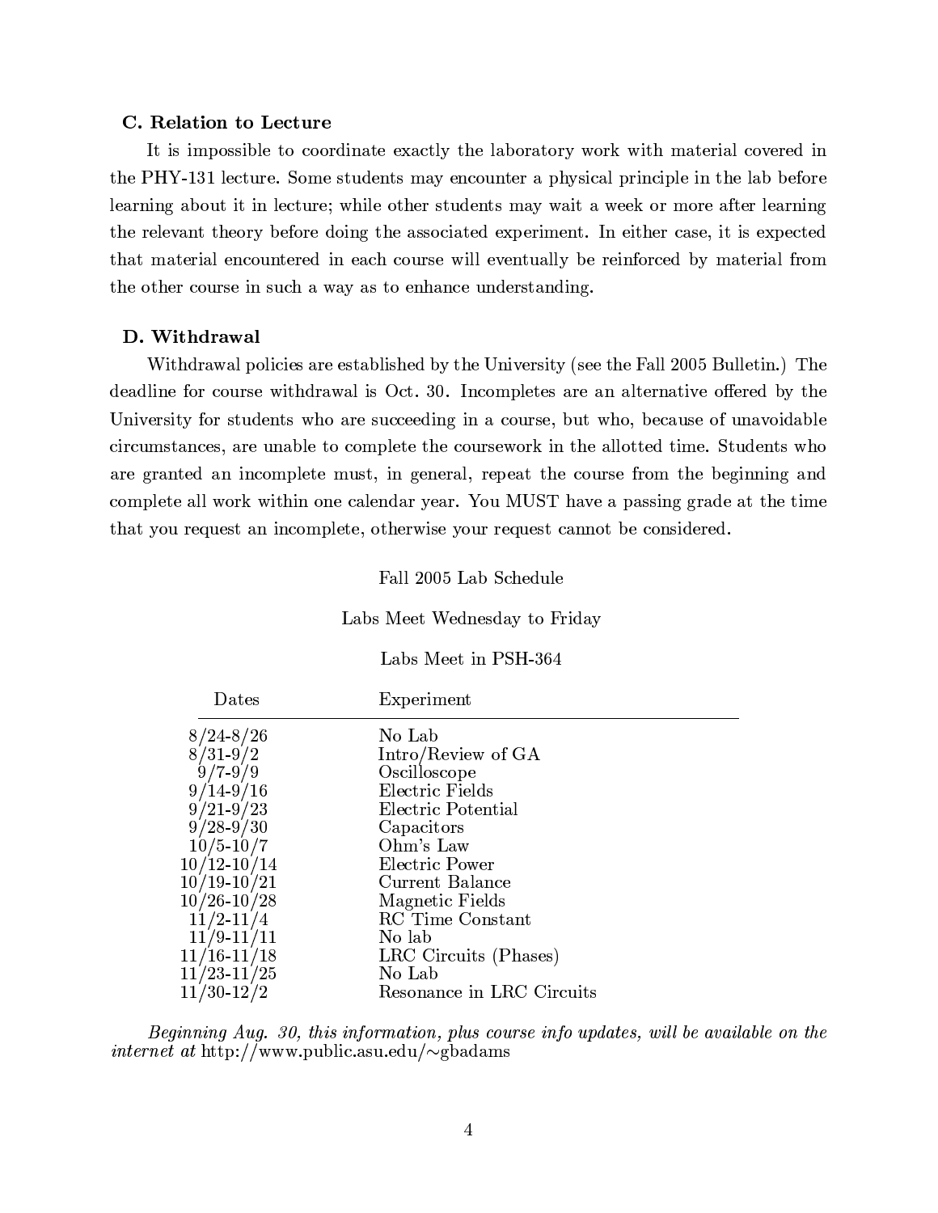### C. Relation to Lecture

It is impossible to coordinate exactly the laboratory work with material covered in the PHY-131 lecture. Some students may encounter a physical principle in the lab before learning about it in lecture; while other students may wait a week or more after learning the relevant theory before doing the associated experiment. In either case, it is expected that material encountered in each course will eventually be reinforced by material from the other course in such a way as to enhance understanding.

### D. Withdrawal

Withdrawal policies are established by the University (see the Fall 2005 Bulletin.) The deadline for course withdrawal is Oct. 30. Incompletes are an alternative offered by the University for students who are succeeding in a course, but who, because of unavoidable circumstances, are unable to complete the coursework in the allotted time. Students who are granted an incomplete must, in general, repeat the course from the beginning and complete all work within one calendar year. You MUST have a passing grade at the time that you request an incomplete, otherwise your request cannot be considered.

Fall 2005 Lab Schedule

Labs Meet Wednesday to Friday

Labs Meet in PSH-364

| Dates | Experiment |
|---|---|
| 8/24-8/26 | No Lab |
| 8/31-9/2 | Intro/Review of GA |
| 9/7-9/9 | Oscilloscope |
| 9/14-9/16 | Electric Fields |
| 9/21-9/23 | Electric Potential |
| 9/28-9/30 | Capacitors |
| 10/5-10/7 | Ohm's Law |
| 10/12-10/14 | Electric Power |
| 10/19-10/21 | Current Balance |
| 10/26-10/28 | Magnetic Fields |
| 11/2-11/4 | RC Time Constant |
| 11/9-11/11 | No lab |
| 11/16-11/18 | LRC Circuits (Phases) |
| 11/23-11/25 | No Lab |
| 11/30-12/2 | Resonance in LRC Circuits |

*Beginning Aug. 30, this information, plus course info updates, will be available on the internet at* http://www.public.asu.edu/~gbadams